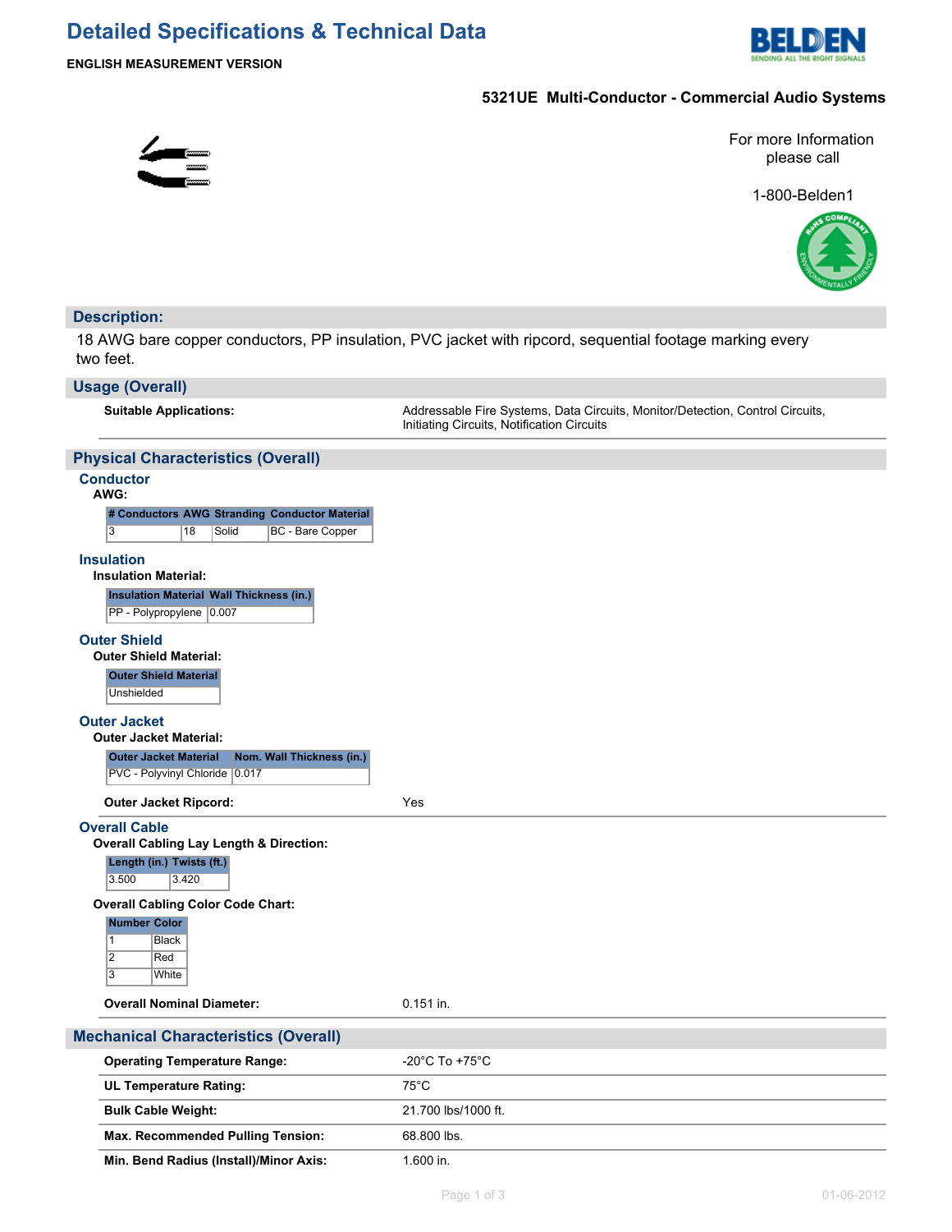# Detailed Specifications & Technical Data

**ENGLISH MEASUREMENT VERSION**

## 5321UE Multi-Conductor - Commercial Audio Systems

For more Information please call

1-800-Belden1

## Description:

18 AWG bare copper conductors, PP insulation, PVC jacket with ripcord, sequential footage marking every two feet.

## Usage (Overall)

**Suitable Applications:** Addressable Fire Systems, Data Circuits, Monitor/Detection, Control Circuits, Initiating Circuits, Notification Circuits

## Physical Characteristics (Overall)

### Conductor

**AWG:**

| # Conductors | AWG | Stranding | Conductor Material |
|---|---|---|---|
| 3 | 18 | Solid | BC - Bare Copper |

### Insulation

**Insulation Material:**

| Insulation Material | Wall Thickness (in.) |
|---|---|
| PP - Polypropylene | 0.007 |

### Outer Shield

**Outer Shield Material:**

| Outer Shield Material |
|---|
| Unshielded |

### Outer Jacket

**Outer Jacket Material:**

| Outer Jacket Material | Nom. Wall Thickness (in.) |
|---|---|
| PVC - Polyvinyl Chloride | 0.017 |

**Outer Jacket Ripcord:** Yes

### Overall Cable

**Overall Cabling Lay Length & Direction:**

| Length (in.) | Twists (ft.) |
|---|---|
| 3.500 | 3.420 |

**Overall Cabling Color Code Chart:**

| Number | Color |
|---|---|
| 1 | Black |
| 2 | Red |
| 3 | White |

**Overall Nominal Diameter:** 0.151 in.

## Mechanical Characteristics (Overall)

| | |
|---|---|
| **Operating Temperature Range:** | -20°C To +75°C |
| **UL Temperature Rating:** | 75°C |
| **Bulk Cable Weight:** | 21.700 lbs/1000 ft. |
| **Max. Recommended Pulling Tension:** | 68.800 lbs. |
| **Min. Bend Radius (Install)/Minor Axis:** | 1.600 in. |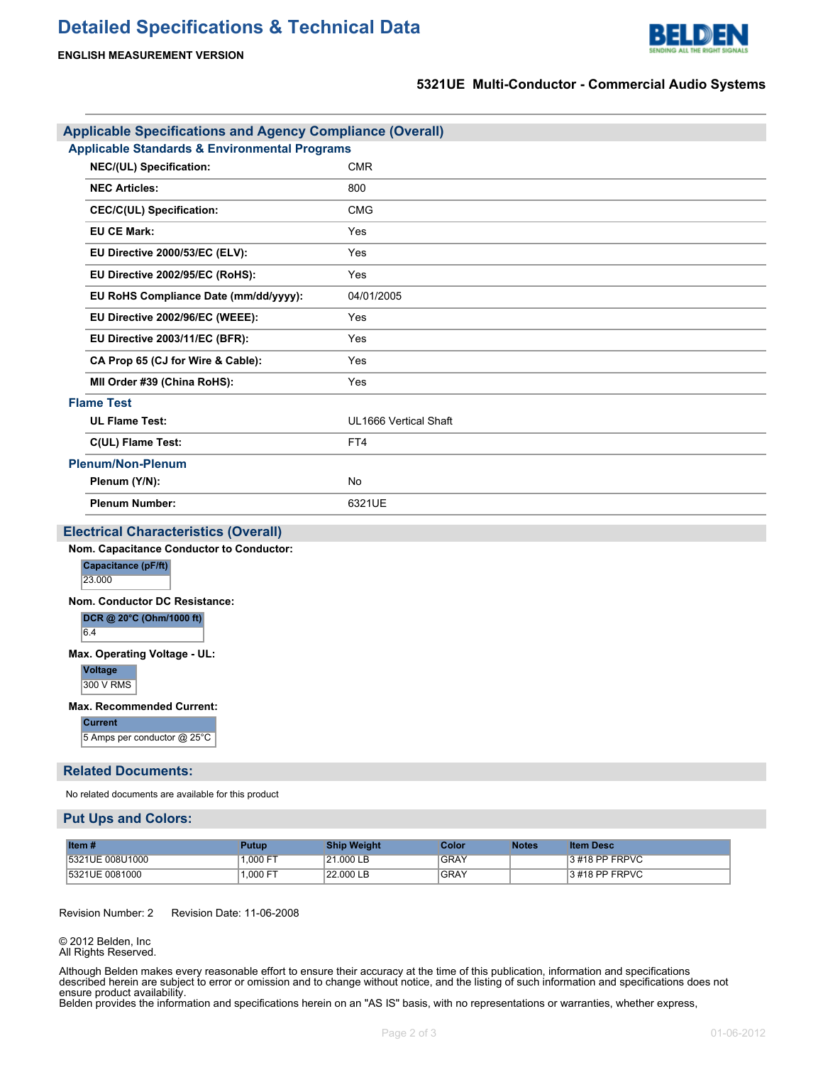# Detailed Specifications & Technical Data

**ENGLISH MEASUREMENT VERSION**

**5321UE Multi-Conductor - Commercial Audio Systems**

## Applicable Specifications and Agency Compliance (Overall)

### Applicable Standards & Environmental Programs

| | |
|---|---|
| **NEC/(UL) Specification:** | CMR |
| **NEC Articles:** | 800 |
| **CEC/C(UL) Specification:** | CMG |
| **EU CE Mark:** | Yes |
| **EU Directive 2000/53/EC (ELV):** | Yes |
| **EU Directive 2002/95/EC (RoHS):** | Yes |
| **EU RoHS Compliance Date (mm/dd/yyyy):** | 04/01/2005 |
| **EU Directive 2002/96/EC (WEEE):** | Yes |
| **EU Directive 2003/11/EC (BFR):** | Yes |
| **CA Prop 65 (CJ for Wire & Cable):** | Yes |
| **MII Order #39 (China RoHS):** | Yes |

### Flame Test

| | |
|---|---|
| **UL Flame Test:** | UL1666 Vertical Shaft |
| **C(UL) Flame Test:** | FT4 |

### Plenum/Non-Plenum

| | |
|---|---|
| **Plenum (Y/N):** | No |
| **Plenum Number:** | 6321UE |

## Electrical Characteristics (Overall)

**Nom. Capacitance Conductor to Conductor:**

| Capacitance (pF/ft) |
|---|
| 23.000 |

**Nom. Conductor DC Resistance:**

| DCR @ 20°C (Ohm/1000 ft) |
|---|
| 6.4 |

**Max. Operating Voltage - UL:**

| Voltage |
|---|
| 300 V RMS |

**Max. Recommended Current:**

| Current |
|---|
| 5 Amps per conductor @ 25°C |

## Related Documents:

No related documents are available for this product

## Put Ups and Colors:

| Item # | Putup | Ship Weight | Color | Notes | Item Desc |
|---|---|---|---|---|---|
| 5321UE 008U1000 | 1,000 FT | 21.000 LB | GRAY | | 3 #18 PP FRPVC |
| 5321UE 0081000 | 1,000 FT | 22.000 LB | GRAY | | 3 #18 PP FRPVC |

Revision Number: 2 Revision Date: 11-06-2008

© 2012 Belden, Inc
All Rights Reserved.

Although Belden makes every reasonable effort to ensure their accuracy at the time of this publication, information and specifications described herein are subject to error or omission and to change without notice, and the listing of such information and specifications does not ensure product availability.
Belden provides the information and specifications herein on an "AS IS" basis, with no representations or warranties, whether express,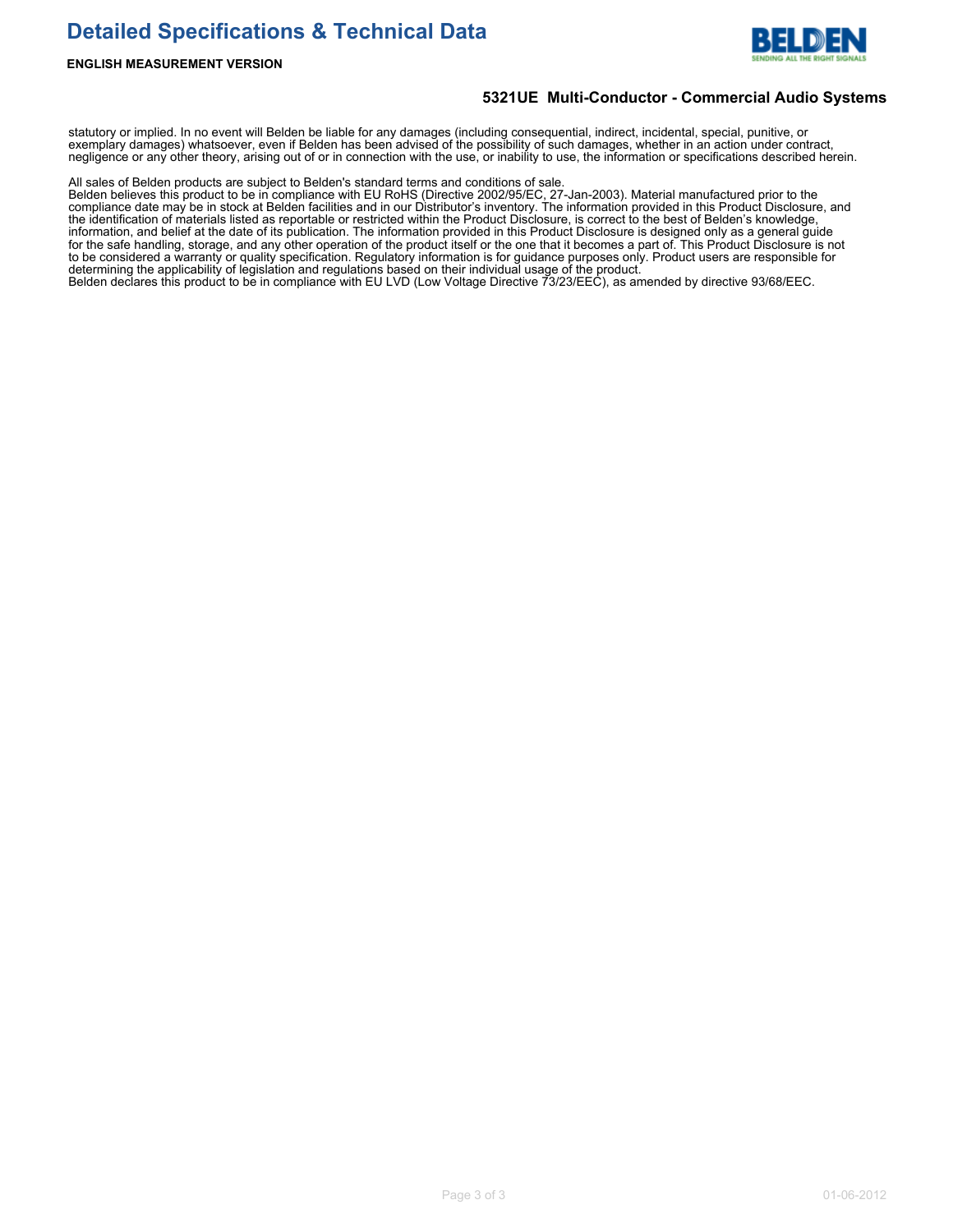statutory or implied. In no event will Belden be liable for any damages (including consequential, indirect, incidental, special, punitive, or exemplary damages) whatsoever, even if Belden has been advised of the possibility of such damages, whether in an action under contract, negligence or any other theory, arising out of or in connection with the use, or inability to use, the information or specifications described herein.

All sales of Belden products are subject to Belden's standard terms and conditions of sale.
Belden believes this product to be in compliance with EU RoHS (Directive 2002/95/EC, 27-Jan-2003). Material manufactured prior to the compliance date may be in stock at Belden facilities and in our Distributor's inventory. The information provided in this Product Disclosure, and the identification of materials listed as reportable or restricted within the Product Disclosure, is correct to the best of Belden's knowledge, information, and belief at the date of its publication. The information provided in this Product Disclosure is designed only as a general guide for the safe handling, storage, and any other operation of the product itself or the one that it becomes a part of. This Product Disclosure is not to be considered a warranty or quality specification. Regulatory information is for guidance purposes only. Product users are responsible for determining the applicability of legislation and regulations based on their individual usage of the product.
Belden declares this product to be in compliance with EU LVD (Low Voltage Directive 73/23/EEC), as amended by directive 93/68/EEC.